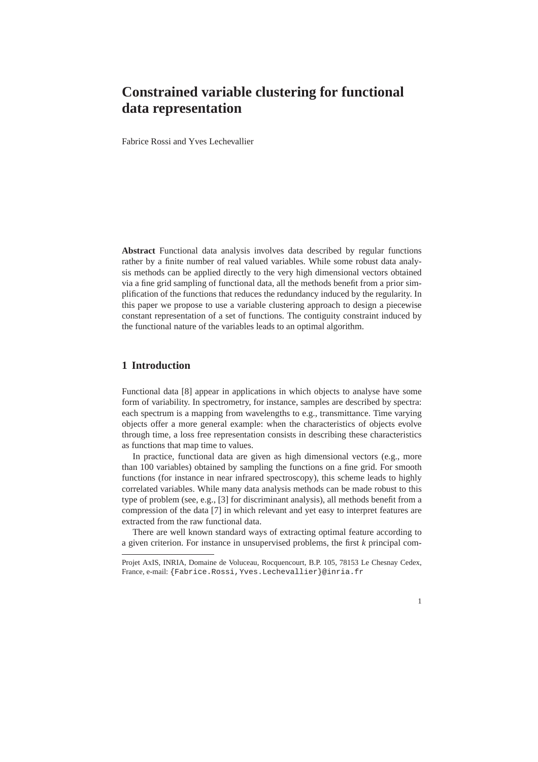# Constrained variable clustering for functional data representation

Fabrice Rossi and Yves Lechevallier

**Abstract** Functional data analysis involves data described by regular functions rather by a finite number of real valued variables. While some robust data analysis methods can be applied directly to the very high dimensional vectors obtained via a fine grid sampling of functional data, all the methods benefit from a prior simplification of the functions that reduces the redundancy induced by the regularity. In this paper we propose to use a variable clustering approach to design a piecewise constant representation of a set of functions. The contiguity constraint induced by the functional nature of the variables leads to an optimal algorithm.

## 1 Introduction

Functional data [8] appear in applications in which objects to analyse have some form of variability. In spectrometry, for instance, samples are described by spectra: each spectrum is a mapping from wavelengths to e.g., transmittance. Time varying objects offer a more general example: when the characteristics of objects evolve through time, a loss free representation consists in describing these characteristics as functions that map time to values.

In practice, functional data are given as high dimensional vectors (e.g., more than 100 variables) obtained by sampling the functions on a fine grid. For smooth functions (for instance in near infrared spectroscopy), this scheme leads to highly correlated variables. While many data analysis methods can be made robust to this type of problem (see, e.g., [3] for discriminant analysis), all methods benefit from a compression of the data [7] in which relevant and yet easy to interpret features are extracted from the raw functional data.

There are well known standard ways of extracting optimal feature according to a given criterion. For instance in unsupervised problems, the first *k* principal com-

Projet AxIS, INRIA, Domaine de Voluceau, Rocquencourt, B.P. 105, 78153 Le Chesnay Cedex, France, e-mail: {Fabrice.Rossi,Yves.Lechevallier}@inria.fr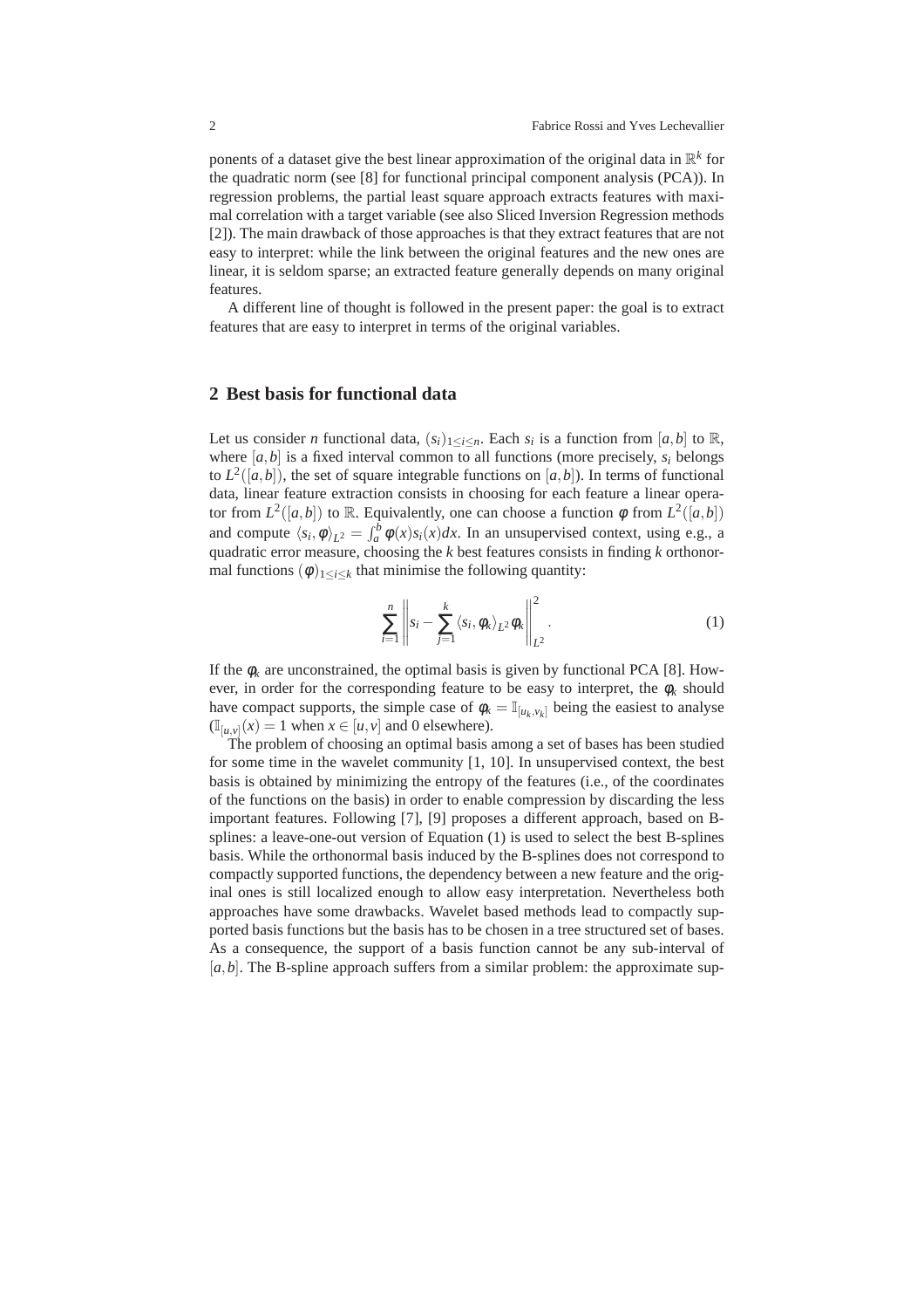ponents of a dataset give the best linear approximation of the original data in $\mathbb{R}^k$ for the quadratic norm (see [8] for functional principal component analysis (PCA)). In regression problems, the partial least square approach extracts features with maximal correlation with a target variable (see also Sliced Inversion Regression methods [2]). The main drawback of those approaches is that they extract features that are not easy to interpret: while the link between the original features and the new ones are linear, it is seldom sparse; an extracted feature generally depends on many original features.

A different line of thought is followed in the present paper: the goal is to extract features that are easy to interpret in terms of the original variables.

## 2 Best basis for functional data

Let us consider $n$ functional data, $(s_i)_{1\leq i\leq n}$. Each $s_i$ is a function from $[a,b]$ to $\mathbb{R}$, where $[a,b]$ is a fixed interval common to all functions (more precisely, $s_i$ belongs to $L^2([a,b])$, the set of square integrable functions on $[a,b]$). In terms of functional data, linear feature extraction consists in choosing for each feature a linear operator from $L^2([a,b])$ to $\mathbb{R}$. Equivalently, one can choose a function $\phi$ from $L^2([a,b])$ and compute $\langle s_i, \phi\rangle_{L^2} = \int_a^b \phi(x)s_i(x)dx$. In an unsupervised context, using e.g., a quadratic error measure, choosing the $k$ best features consists in finding $k$ orthonormal functions $(\phi)_{1\leq i\leq k}$ that minimise the following quantity:

$$\sum_{i=1}^{n} \left\| s_i - \sum_{j=1}^{k} \langle s_i, \phi_k\rangle_{L^2} \phi_k \right\|_{L^2}^2. \tag{1}$$

If the $\phi_k$ are unconstrained, the optimal basis is given by functional PCA [8]. However, in order for the corresponding feature to be easy to interpret, the $\phi_k$ should have compact supports, the simple case of $\phi_k = \mathbb{I}_{[u_k,v_k]}$ being the easiest to analyse ($\mathbb{I}_{[u,v]}(x) = 1$ when $x \in [u,v]$ and 0 elsewhere).

The problem of choosing an optimal basis among a set of bases has been studied for some time in the wavelet community [1, 10]. In unsupervised context, the best basis is obtained by minimizing the entropy of the features (i.e., of the coordinates of the functions on the basis) in order to enable compression by discarding the less important features. Following [7], [9] proposes a different approach, based on B-splines: a leave-one-out version of Equation (1) is used to select the best B-splines basis. While the orthonormal basis induced by the B-splines does not correspond to compactly supported functions, the dependency between a new feature and the original ones is still localized enough to allow easy interpretation. Nevertheless both approaches have some drawbacks. Wavelet based methods lead to compactly supported basis functions but the basis has to be chosen in a tree structured set of bases. As a consequence, the support of a basis function cannot be any sub-interval of $[a,b]$. The B-spline approach suffers from a similar problem: the approximate sup-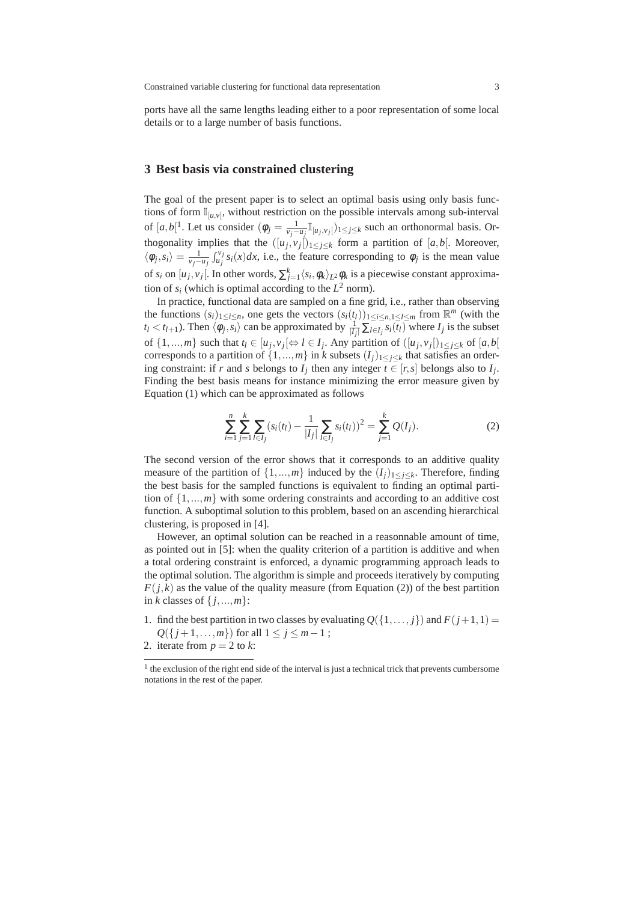ports have all the same lengths leading either to a poor representation of some local details or to a large number of basis functions.

## 3 Best basis via constrained clustering

The goal of the present paper is to select an optimal basis using only basis functions of form $\mathbb{I}_{[u,v[}$, without restriction on the possible intervals among sub-interval of $[a,b[$[1]. Let us consider $(\phi_j = \frac{1}{v_j - u_j}\mathbb{I}_{[u_j,v_j[})_{1\leq j\leq k}$ such an orthonormal basis. Orthogonality implies that the $([u_j,v_j[)_{1\leq j\leq k}$ form a partition of $[a,b[$. Moreover, $\langle \phi_j, s_i \rangle = \frac{1}{v_j - u_j}\int_{u_j}^{v_j} s_i(x)dx$, i.e., the feature corresponding to $\phi_j$ is the mean value of $s_i$ on $[u_j,v_j[$. In other words, $\sum_{j=1}^{k}\langle s_i, \phi_k\rangle_{L^2}\phi_k$ is a piecewise constant approximation of $s_i$ (which is optimal according to the $L^2$ norm).

In practice, functional data are sampled on a fine grid, i.e., rather than observing the functions $(s_i)_{1\leq i\leq n}$, one gets the vectors $(s_i(t_l))_{1\leq i\leq n, 1\leq l\leq m}$ from $\mathbb{R}^m$ (with the $t_l < t_{l+1}$). Then $\langle \phi_j, s_i \rangle$ can be approximated by $\frac{1}{|I_j|}\sum_{l\in I_j} s_i(t_l)$ where $I_j$ is the subset of $\{1,...,m\}$ such that $t_l \in [u_j,v_j[ \Leftrightarrow l \in I_j$. Any partition of $([u_j,v_j[)_{1\leq j\leq k}$ of $[a,b[$ corresponds to a partition of $\{1,...,m\}$ in $k$ subsets $(I_j)_{1\leq j\leq k}$ that satisfies an ordering constraint: if $r$ and $s$ belongs to $I_j$ then any integer $t\in[r,s]$ belongs also to $I_j$. Finding the best basis means for instance minimizing the error measure given by Equation (1) which can be approximated as follows

$$\sum_{i=1}^{n}\sum_{j=1}^{k}\sum_{l\in I_j}\left(s_i(t_l) - \frac{1}{|I_j|}\sum_{l\in I_j} s_i(t_l)\right)^2 = \sum_{j=1}^{k} Q(I_j). \tag{2}$$

The second version of the error shows that it corresponds to an additive quality measure of the partition of $\{1,...,m\}$ induced by the $(I_j)_{1\leq j\leq k}$. Therefore, finding the best basis for the sampled functions is equivalent to finding an optimal partition of $\{1,...,m\}$ with some ordering constraints and according to an additive cost function. A suboptimal solution to this problem, based on an ascending hierarchical clustering, is proposed in [4].

However, an optimal solution can be reached in a reasonnable amount of time, as pointed out in [5]: when the quality criterion of a partition is additive and when a total ordering constraint is enforced, a dynamic programming approach leads to the optimal solution. The algorithm is simple and proceeds iteratively by computing $F(j,k)$ as the value of the quality measure (from Equation (2)) of the best partition in $k$ classes of $\{j,...,m\}$:

1. find the best partition in two classes by evaluating $Q(\{1,\ldots,j\})$ and $F(j+1,1) = Q(\{j+1,\ldots,m\})$ for all $1\leq j\leq m-1$ ;
2. iterate from $p = 2$ to $k$:

[1] the exclusion of the right end side of the interval is just a technical trick that prevents cumbersome notations in the rest of the paper.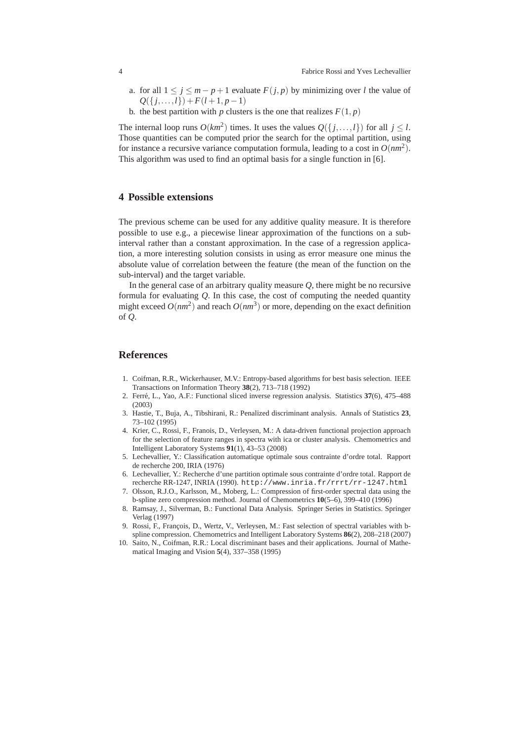a. for all $1 \leq j \leq m-p+1$ evaluate $F(j,p)$ by minimizing over $l$ the value of $Q(\{j,\ldots,l\}) + F(l+1, p-1)$
b. the best partition with $p$ clusters is the one that realizes $F(1,p)$

The internal loop runs $O(km^2)$ times. It uses the values $Q(\{j,\ldots,l\})$ for all $j \leq l$. Those quantities can be computed prior the search for the optimal partition, using for instance a recursive variance computation formula, leading to a cost in $O(nm^2)$. This algorithm was used to find an optimal basis for a single function in [6].

## 4 Possible extensions

The previous scheme can be used for any additive quality measure. It is therefore possible to use e.g., a piecewise linear approximation of the functions on a sub-interval rather than a constant approximation. In the case of a regression application, a more interesting solution consists in using as error measure one minus the absolute value of correlation between the feature (the mean of the function on the sub-interval) and the target variable.

In the general case of an arbitrary quality measure $Q$, there might be no recursive formula for evaluating $Q$. In this case, the cost of computing the needed quantity might exceed $O(nm^2)$ and reach $O(nm^3)$ or more, depending on the exact definition of $Q$.

## References

1. Coifman, R.R., Wickerhauser, M.V.: Entropy-based algorithms for best basis selection. IEEE Transactions on Information Theory **38**(2), 713–718 (1992)
2. Ferré, L., Yao, A.F.: Functional sliced inverse regression analysis. Statistics **37**(6), 475–488 (2003)
3. Hastie, T., Buja, A., Tibshirani, R.: Penalized discriminant analysis. Annals of Statistics **23**, 73–102 (1995)
4. Krier, C., Rossi, F., Franois, D., Verleysen, M.: A data-driven functional projection approach for the selection of feature ranges in spectra with ica or cluster analysis. Chemometrics and Intelligent Laboratory Systems **91**(1), 43–53 (2008)
5. Lechevallier, Y.: Classification automatique optimale sous contrainte d'ordre total. Rapport de recherche 200, IRIA (1976)
6. Lechevallier, Y.: Recherche d'une partition optimale sous contrainte d'ordre total. Rapport de recherche RR-1247, INRIA (1990). `http://www.inria.fr/rrrt/rr-1247.html`
7. Olsson, R.J.O., Karlsson, M., Moberg, L.: Compression of first-order spectral data using the b-spline zero compression method. Journal of Chemometrics **10**(5–6), 399–410 (1996)
8. Ramsay, J., Silverman, B.: Functional Data Analysis. Springer Series in Statistics. Springer Verlag (1997)
9. Rossi, F., François, D., Wertz, V., Verleysen, M.: Fast selection of spectral variables with b-spline compression. Chemometrics and Intelligent Laboratory Systems **86**(2), 208–218 (2007)
10. Saito, N., Coifman, R.R.: Local discriminant bases and their applications. Journal of Mathematical Imaging and Vision **5**(4), 337–358 (1995)